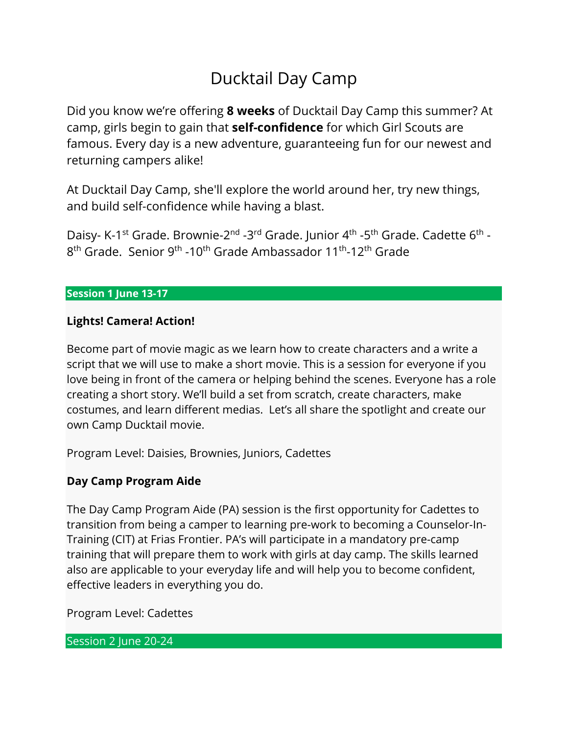# Ducktail Day Camp

Did you know we're offering **8 weeks** of Ducktail Day Camp this summer? At camp, girls begin to gain that **self-confidence** for which Girl Scouts are famous. Every day is a new adventure, guaranteeing fun for our newest and returning campers alike!

At Ducktail Day Camp, she'll explore the world around her, try new things, and build self-confidence while having a blast.

Daisy- K-1st Grade. Brownie-2nd -3rd Grade. Junior 4th -5th Grade. Cadette 6th - 8th Grade. Senior 9th -10th Grade Ambassador 11th-12th Grade

## Session 1 June 13-17

### Lights! Camera! Action!

Become part of movie magic as we learn how to create characters and a write a script that we will use to make a short movie. This is a session for everyone if you love being in front of the camera or helping behind the scenes. Everyone has a role creating a short story. We'll build a set from scratch, create characters, make costumes, and learn different medias. Let's all share the spotlight and create our own Camp Ducktail movie.

Program Level: Daisies, Brownies, Juniors, Cadettes

### Day Camp Program Aide

The Day Camp Program Aide (PA) session is the first opportunity for Cadettes to transition from being a camper to learning pre-work to becoming a Counselor-In-Training (CIT) at Frias Frontier. PA's will participate in a mandatory pre-camp training that will prepare them to work with girls at day camp. The skills learned also are applicable to your everyday life and will help you to become confident, effective leaders in everything you do.

Program Level: Cadettes

## Session 2 June 20-24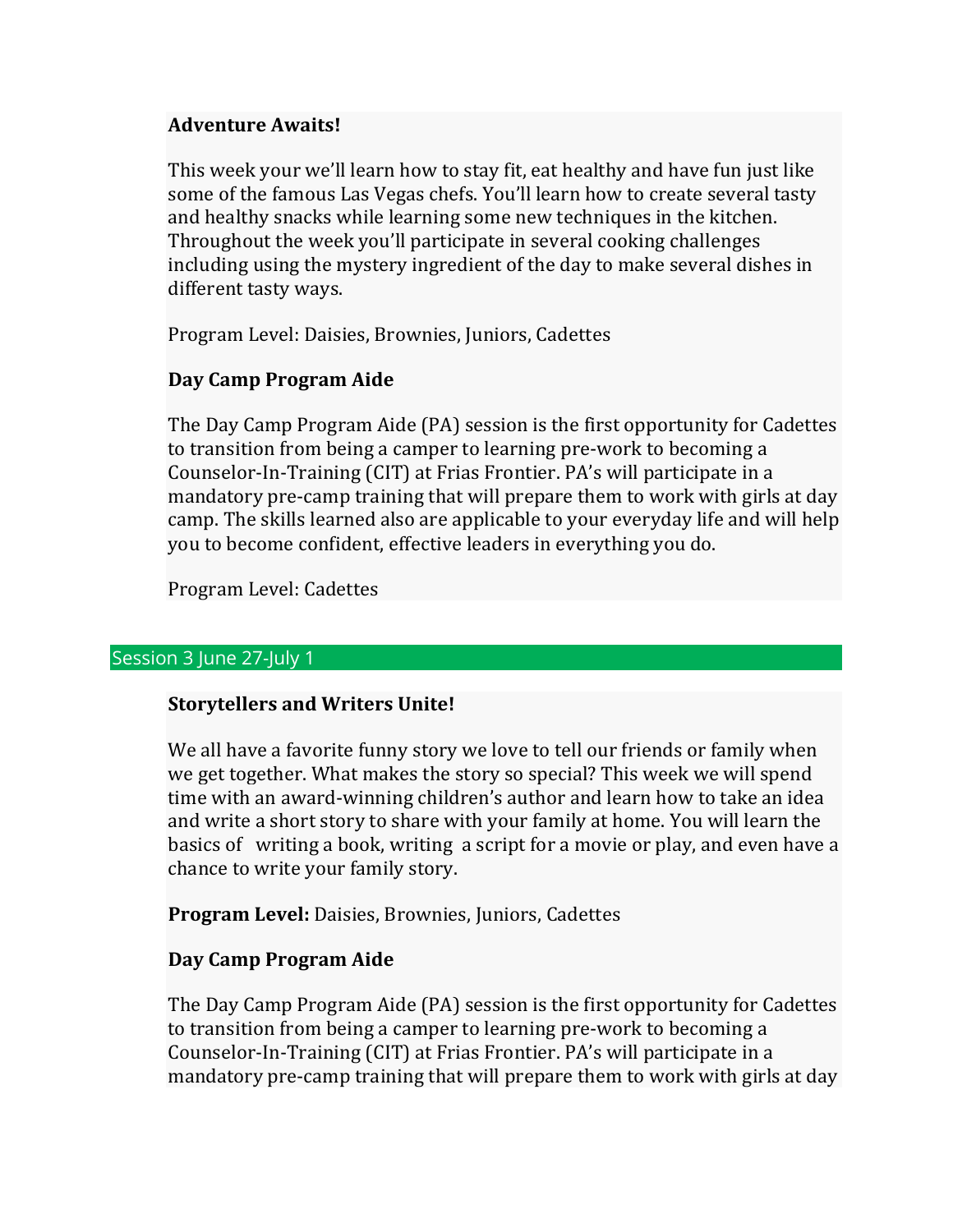**Adventure Awaits!**

This week your we'll learn how to stay fit, eat healthy and have fun just like some of the famous Las Vegas chefs. You'll learn how to create several tasty and healthy snacks while learning some new techniques in the kitchen. Throughout the week you'll participate in several cooking challenges including using the mystery ingredient of the day to make several dishes in different tasty ways.

Program Level: Daisies, Brownies, Juniors, Cadettes

**Day Camp Program Aide**

The Day Camp Program Aide (PA) session is the first opportunity for Cadettes to transition from being a camper to learning pre-work to becoming a Counselor-In-Training (CIT) at Frias Frontier. PA's will participate in a mandatory pre-camp training that will prepare them to work with girls at day camp. The skills learned also are applicable to your everyday life and will help you to become confident, effective leaders in everything you do.

Program Level: Cadettes

## Session 3 June 27-July 1

**Storytellers and Writers Unite!**

We all have a favorite funny story we love to tell our friends or family when we get together. What makes the story so special? This week we will spend time with an award-winning children's author and learn how to take an idea and write a short story to share with your family at home. You will learn the basics of writing a book, writing a script for a movie or play, and even have a chance to write your family story.

**Program Level:** Daisies, Brownies, Juniors, Cadettes

**Day Camp Program Aide**

The Day Camp Program Aide (PA) session is the first opportunity for Cadettes to transition from being a camper to learning pre-work to becoming a Counselor-In-Training (CIT) at Frias Frontier. PA's will participate in a mandatory pre-camp training that will prepare them to work with girls at day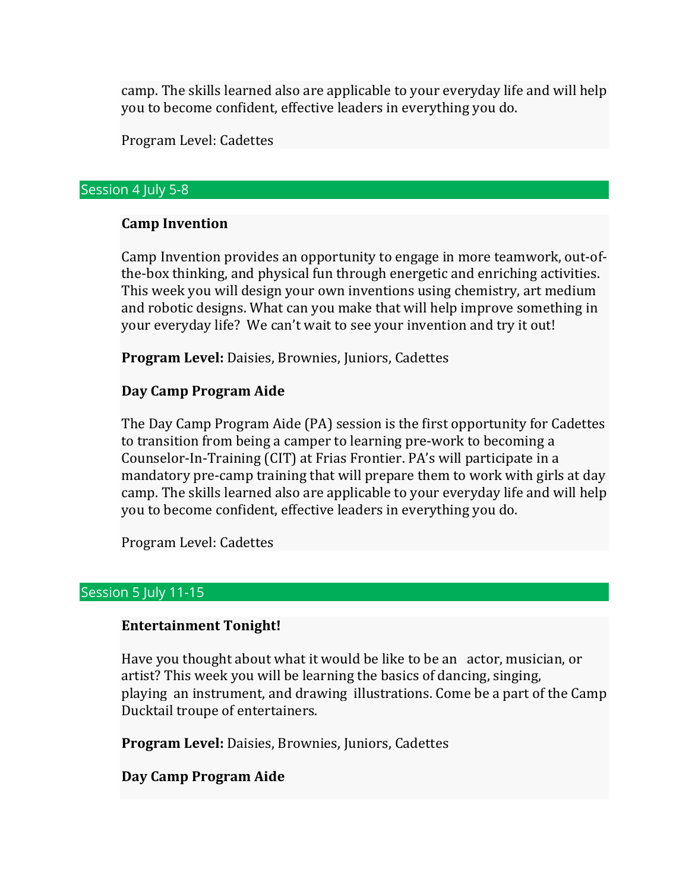camp. The skills learned also are applicable to your everyday life and will help you to become confident, effective leaders in everything you do.

Program Level: Cadettes

## Session 4 July 5-8

**Camp Invention**

Camp Invention provides an opportunity to engage in more teamwork, out-of-the-box thinking, and physical fun through energetic and enriching activities. This week you will design your own inventions using chemistry, art medium and robotic designs. What can you make that will help improve something in your everyday life? We can't wait to see your invention and try it out!

**Program Level:** Daisies, Brownies, Juniors, Cadettes

**Day Camp Program Aide**

The Day Camp Program Aide (PA) session is the first opportunity for Cadettes to transition from being a camper to learning pre-work to becoming a Counselor-In-Training (CIT) at Frias Frontier. PA's will participate in a mandatory pre-camp training that will prepare them to work with girls at day camp. The skills learned also are applicable to your everyday life and will help you to become confident, effective leaders in everything you do.

Program Level: Cadettes

## Session 5 July 11-15

**Entertainment Tonight!**

Have you thought about what it would be like to be an actor, musician, or artist? This week you will be learning the basics of dancing, singing, playing an instrument, and drawing illustrations. Come be a part of the Camp Ducktail troupe of entertainers.

**Program Level:** Daisies, Brownies, Juniors, Cadettes

**Day Camp Program Aide**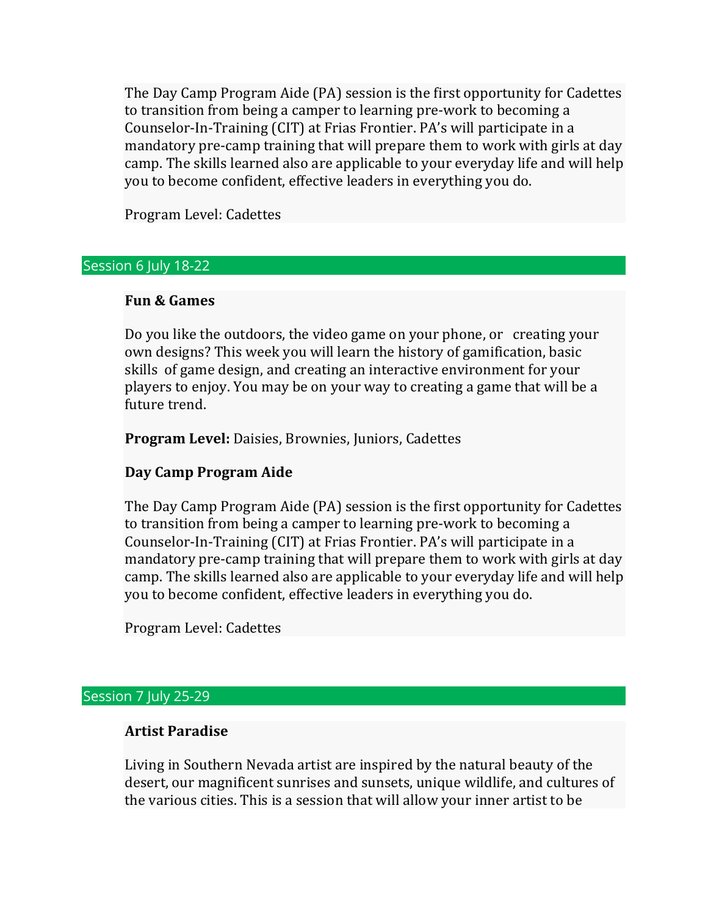The Day Camp Program Aide (PA) session is the first opportunity for Cadettes to transition from being a camper to learning pre-work to becoming a Counselor-In-Training (CIT) at Frias Frontier. PA's will participate in a mandatory pre-camp training that will prepare them to work with girls at day camp. The skills learned also are applicable to your everyday life and will help you to become confident, effective leaders in everything you do.

Program Level: Cadettes

## Session 6 July 18-22

**Fun & Games**

Do you like the outdoors, the video game on your phone, or creating your own designs? This week you will learn the history of gamification, basic skills of game design, and creating an interactive environment for your players to enjoy. You may be on your way to creating a game that will be a future trend.

**Program Level:** Daisies, Brownies, Juniors, Cadettes

**Day Camp Program Aide**

The Day Camp Program Aide (PA) session is the first opportunity for Cadettes to transition from being a camper to learning pre-work to becoming a Counselor-In-Training (CIT) at Frias Frontier. PA's will participate in a mandatory pre-camp training that will prepare them to work with girls at day camp. The skills learned also are applicable to your everyday life and will help you to become confident, effective leaders in everything you do.

Program Level: Cadettes

## Session 7 July 25-29

**Artist Paradise**

Living in Southern Nevada artist are inspired by the natural beauty of the desert, our magnificent sunrises and sunsets, unique wildlife, and cultures of the various cities. This is a session that will allow your inner artist to be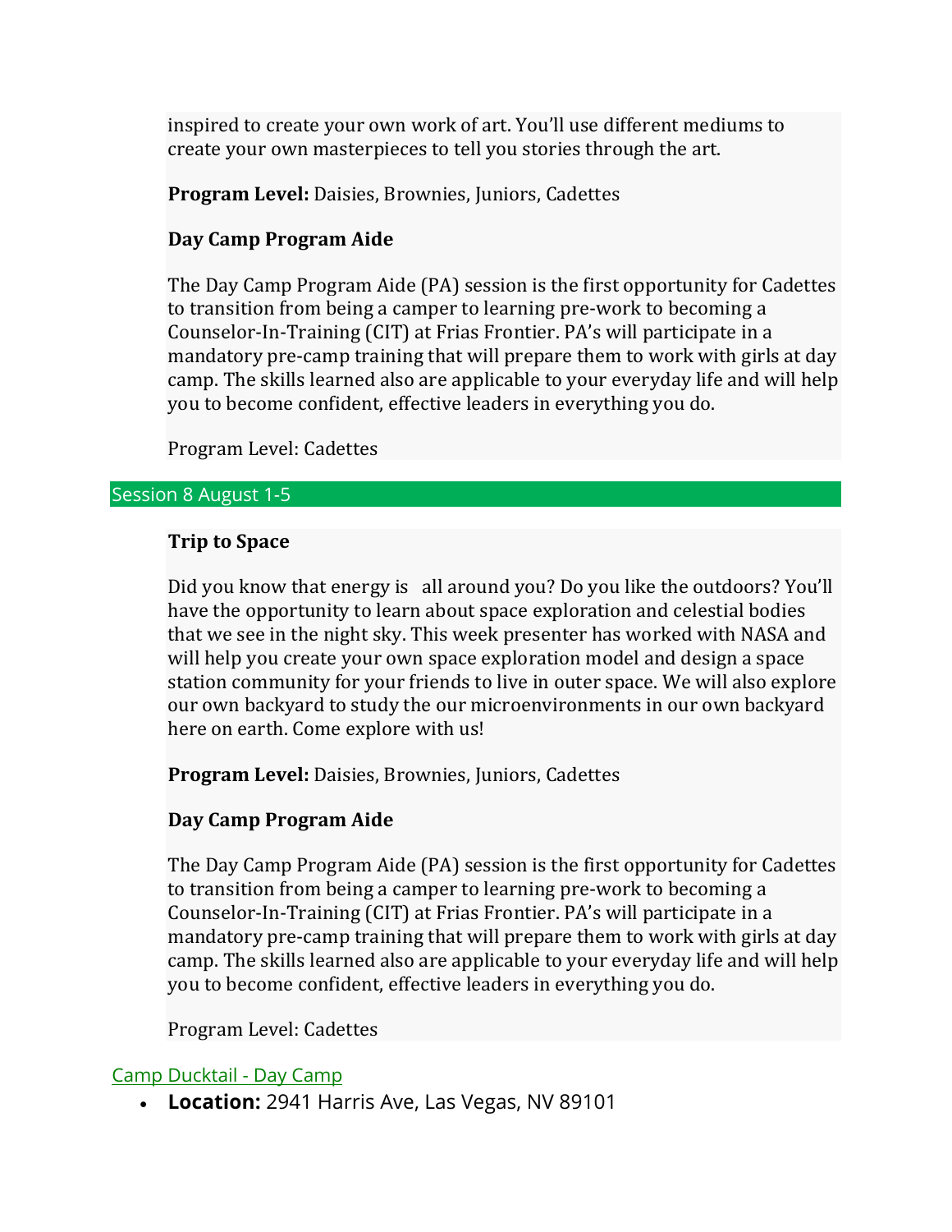inspired to create your own work of art. You'll use different mediums to create your own masterpieces to tell you stories through the art.

**Program Level:** Daisies, Brownies, Juniors, Cadettes

**Day Camp Program Aide**

The Day Camp Program Aide (PA) session is the first opportunity for Cadettes to transition from being a camper to learning pre-work to becoming a Counselor-In-Training (CIT) at Frias Frontier. PA's will participate in a mandatory pre-camp training that will prepare them to work with girls at day camp. The skills learned also are applicable to your everyday life and will help you to become confident, effective leaders in everything you do.

Program Level: Cadettes

## Session 8 August 1-5

**Trip to Space**

Did you know that energy is all around you? Do you like the outdoors? You'll have the opportunity to learn about space exploration and celestial bodies that we see in the night sky. This week presenter has worked with NASA and will help you create your own space exploration model and design a space station community for your friends to live in outer space. We will also explore our own backyard to study the our microenvironments in our own backyard here on earth. Come explore with us!

**Program Level:** Daisies, Brownies, Juniors, Cadettes

**Day Camp Program Aide**

The Day Camp Program Aide (PA) session is the first opportunity for Cadettes to transition from being a camper to learning pre-work to becoming a Counselor-In-Training (CIT) at Frias Frontier. PA's will participate in a mandatory pre-camp training that will prepare them to work with girls at day camp. The skills learned also are applicable to your everyday life and will help you to become confident, effective leaders in everything you do.

Program Level: Cadettes

## Camp Ducktail - Day Camp

- **Location:** 2941 Harris Ave, Las Vegas, NV 89101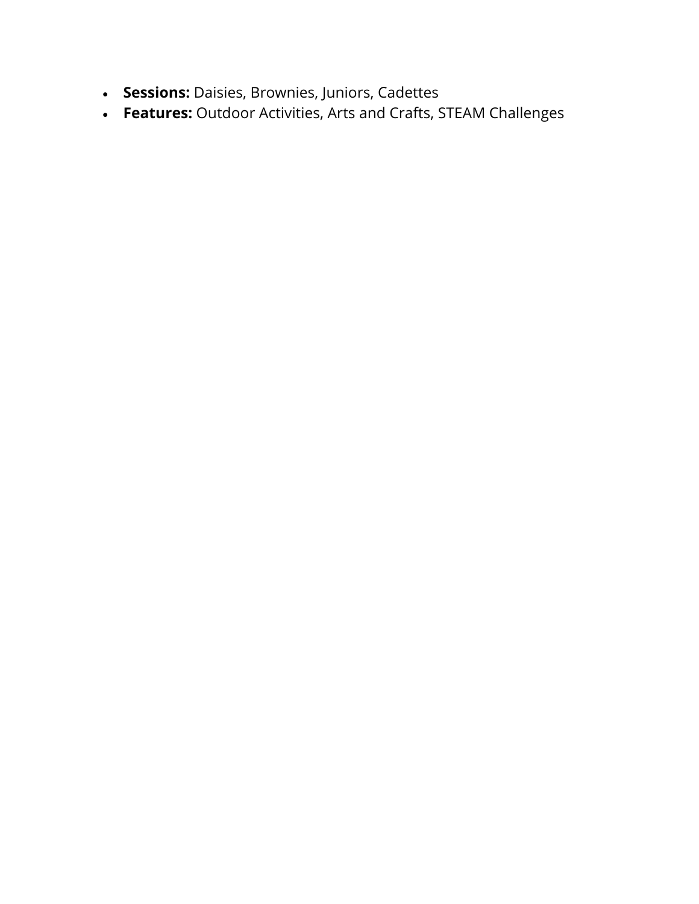- **Sessions:** Daisies, Brownies, Juniors, Cadettes
- **Features:** Outdoor Activities, Arts and Crafts, STEAM Challenges